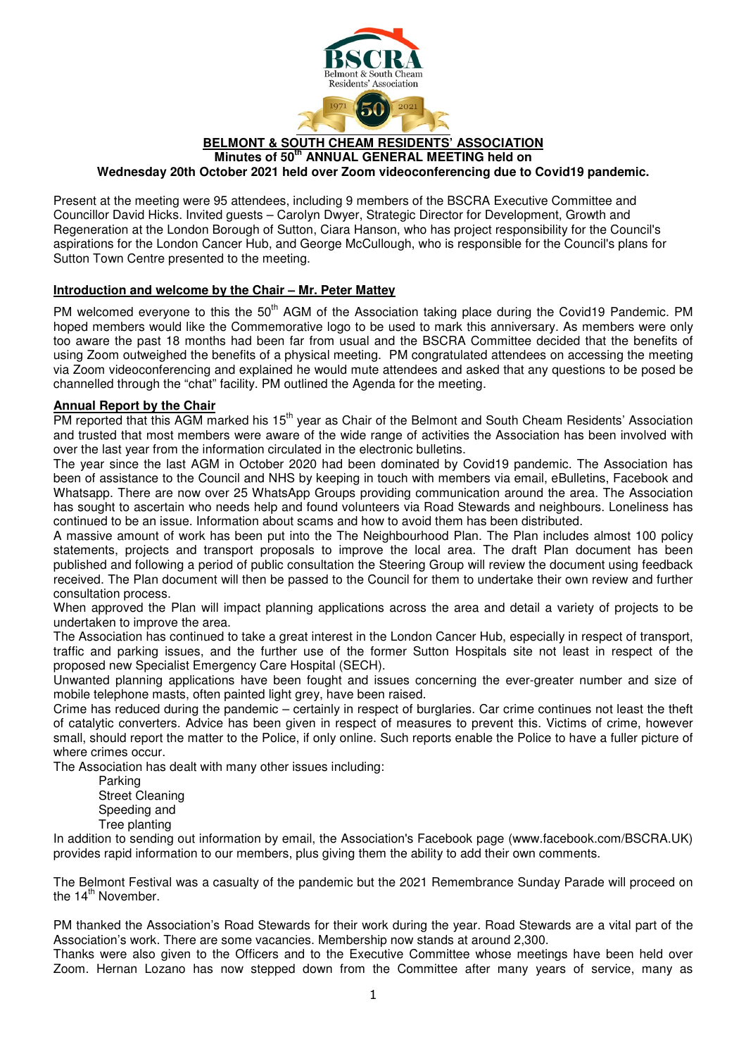**BELMONT & SOUTH CHEAM RESIDENTS' ASSOCIATION**
**Minutes of 50th ANNUAL GENERAL MEETING held on**
**Wednesday 20th October 2021 held over Zoom videoconferencing due to Covid19 pandemic.**

Present at the meeting were 95 attendees, including 9 members of the BSCRA Executive Committee and Councillor David Hicks. Invited guests – Carolyn Dwyer, Strategic Director for Development, Growth and Regeneration at the London Borough of Sutton, Ciara Hanson, who has project responsibility for the Council's aspirations for the London Cancer Hub, and George McCullough, who is responsible for the Council's plans for Sutton Town Centre presented to the meeting.

**Introduction and welcome by the Chair – Mr. Peter Mattey**

PM welcomed everyone to this the 50th AGM of the Association taking place during the Covid19 Pandemic. PM hoped members would like the Commemorative logo to be used to mark this anniversary. As members were only too aware the past 18 months had been far from usual and the BSCRA Committee decided that the benefits of using Zoom outweighed the benefits of a physical meeting. PM congratulated attendees on accessing the meeting via Zoom videoconferencing and explained he would mute attendees and asked that any questions to be posed be channelled through the "chat" facility. PM outlined the Agenda for the meeting.

**Annual Report by the Chair**

PM reported that this AGM marked his 15th year as Chair of the Belmont and South Cheam Residents' Association and trusted that most members were aware of the wide range of activities the Association has been involved with over the last year from the information circulated in the electronic bulletins.

The year since the last AGM in October 2020 had been dominated by Covid19 pandemic. The Association has been of assistance to the Council and NHS by keeping in touch with members via email, eBulletins, Facebook and Whatsapp. There are now over 25 WhatsApp Groups providing communication around the area. The Association has sought to ascertain who needs help and found volunteers via Road Stewards and neighbours. Loneliness has continued to be an issue. Information about scams and how to avoid them has been distributed.

A massive amount of work has been put into the The Neighbourhood Plan. The Plan includes almost 100 policy statements, projects and transport proposals to improve the local area. The draft Plan document has been published and following a period of public consultation the Steering Group will review the document using feedback received. The Plan document will then be passed to the Council for them to undertake their own review and further consultation process.

When approved the Plan will impact planning applications across the area and detail a variety of projects to be undertaken to improve the area.

The Association has continued to take a great interest in the London Cancer Hub, especially in respect of transport, traffic and parking issues, and the further use of the former Sutton Hospitals site not least in respect of the proposed new Specialist Emergency Care Hospital (SECH).

Unwanted planning applications have been fought and issues concerning the ever-greater number and size of mobile telephone masts, often painted light grey, have been raised.

Crime has reduced during the pandemic – certainly in respect of burglaries. Car crime continues not least the theft of catalytic converters. Advice has been given in respect of measures to prevent this. Victims of crime, however small, should report the matter to the Police, if only online. Such reports enable the Police to have a fuller picture of where crimes occur.

The Association has dealt with many other issues including:

- Parking
- Street Cleaning
- Speeding and
- Tree planting

In addition to sending out information by email, the Association's Facebook page (www.facebook.com/BSCRA.UK) provides rapid information to our members, plus giving them the ability to add their own comments.

The Belmont Festival was a casualty of the pandemic but the 2021 Remembrance Sunday Parade will proceed on the 14th November.

PM thanked the Association's Road Stewards for their work during the year. Road Stewards are a vital part of the Association's work. There are some vacancies. Membership now stands at around 2,300.

Thanks were also given to the Officers and to the Executive Committee whose meetings have been held over Zoom. Hernan Lozano has now stepped down from the Committee after many years of service, many as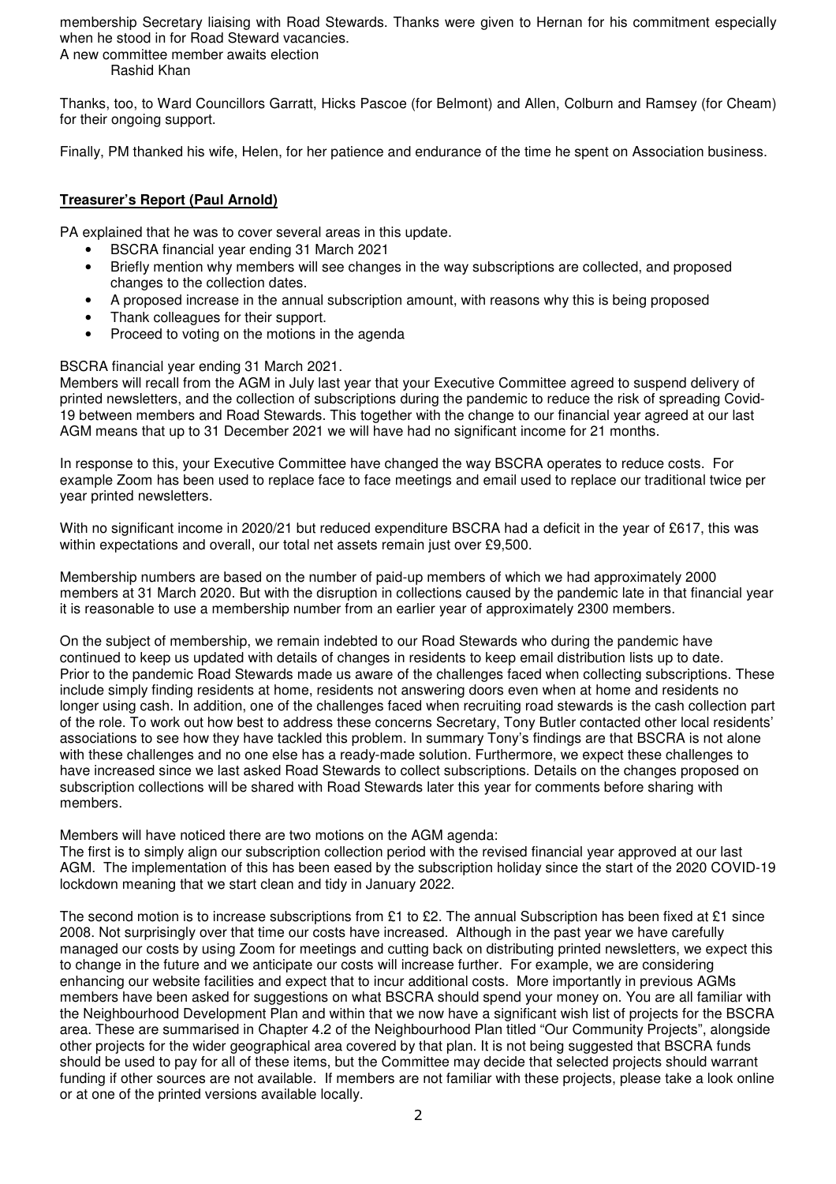membership Secretary liaising with Road Stewards. Thanks were given to Hernan for his commitment especially when he stood in for Road Steward vacancies.

A new committee member awaits election

Rashid Khan

Thanks, too, to Ward Councillors Garratt, Hicks Pascoe (for Belmont) and Allen, Colburn and Ramsey (for Cheam) for their ongoing support.

Finally, PM thanked his wife, Helen, for her patience and endurance of the time he spent on Association business.

**Treasurer's Report (Paul Arnold)**

PA explained that he was to cover several areas in this update.

- BSCRA financial year ending 31 March 2021
- Briefly mention why members will see changes in the way subscriptions are collected, and proposed changes to the collection dates.
- A proposed increase in the annual subscription amount, with reasons why this is being proposed
- Thank colleagues for their support.
- Proceed to voting on the motions in the agenda

BSCRA financial year ending 31 March 2021.

Members will recall from the AGM in July last year that your Executive Committee agreed to suspend delivery of printed newsletters, and the collection of subscriptions during the pandemic to reduce the risk of spreading Covid-19 between members and Road Stewards. This together with the change to our financial year agreed at our last AGM means that up to 31 December 2021 we will have had no significant income for 21 months.

In response to this, your Executive Committee have changed the way BSCRA operates to reduce costs. For example Zoom has been used to replace face to face meetings and email used to replace our traditional twice per year printed newsletters.

With no significant income in 2020/21 but reduced expenditure BSCRA had a deficit in the year of £617, this was within expectations and overall, our total net assets remain just over £9,500.

Membership numbers are based on the number of paid-up members of which we had approximately 2000 members at 31 March 2020. But with the disruption in collections caused by the pandemic late in that financial year it is reasonable to use a membership number from an earlier year of approximately 2300 members.

On the subject of membership, we remain indebted to our Road Stewards who during the pandemic have continued to keep us updated with details of changes in residents to keep email distribution lists up to date. Prior to the pandemic Road Stewards made us aware of the challenges faced when collecting subscriptions. These include simply finding residents at home, residents not answering doors even when at home and residents no longer using cash. In addition, one of the challenges faced when recruiting road stewards is the cash collection part of the role. To work out how best to address these concerns Secretary, Tony Butler contacted other local residents' associations to see how they have tackled this problem. In summary Tony's findings are that BSCRA is not alone with these challenges and no one else has a ready-made solution. Furthermore, we expect these challenges to have increased since we last asked Road Stewards to collect subscriptions. Details on the changes proposed on subscription collections will be shared with Road Stewards later this year for comments before sharing with members.

Members will have noticed there are two motions on the AGM agenda:

The first is to simply align our subscription collection period with the revised financial year approved at our last AGM. The implementation of this has been eased by the subscription holiday since the start of the 2020 COVID-19 lockdown meaning that we start clean and tidy in January 2022.

The second motion is to increase subscriptions from £1 to £2. The annual Subscription has been fixed at £1 since 2008. Not surprisingly over that time our costs have increased. Although in the past year we have carefully managed our costs by using Zoom for meetings and cutting back on distributing printed newsletters, we expect this to change in the future and we anticipate our costs will increase further. For example, we are considering enhancing our website facilities and expect that to incur additional costs. More importantly in previous AGMs members have been asked for suggestions on what BSCRA should spend your money on. You are all familiar with the Neighbourhood Development Plan and within that we now have a significant wish list of projects for the BSCRA area. These are summarised in Chapter 4.2 of the Neighbourhood Plan titled "Our Community Projects", alongside other projects for the wider geographical area covered by that plan. It is not being suggested that BSCRA funds should be used to pay for all of these items, but the Committee may decide that selected projects should warrant funding if other sources are not available. If members are not familiar with these projects, please take a look online or at one of the printed versions available locally.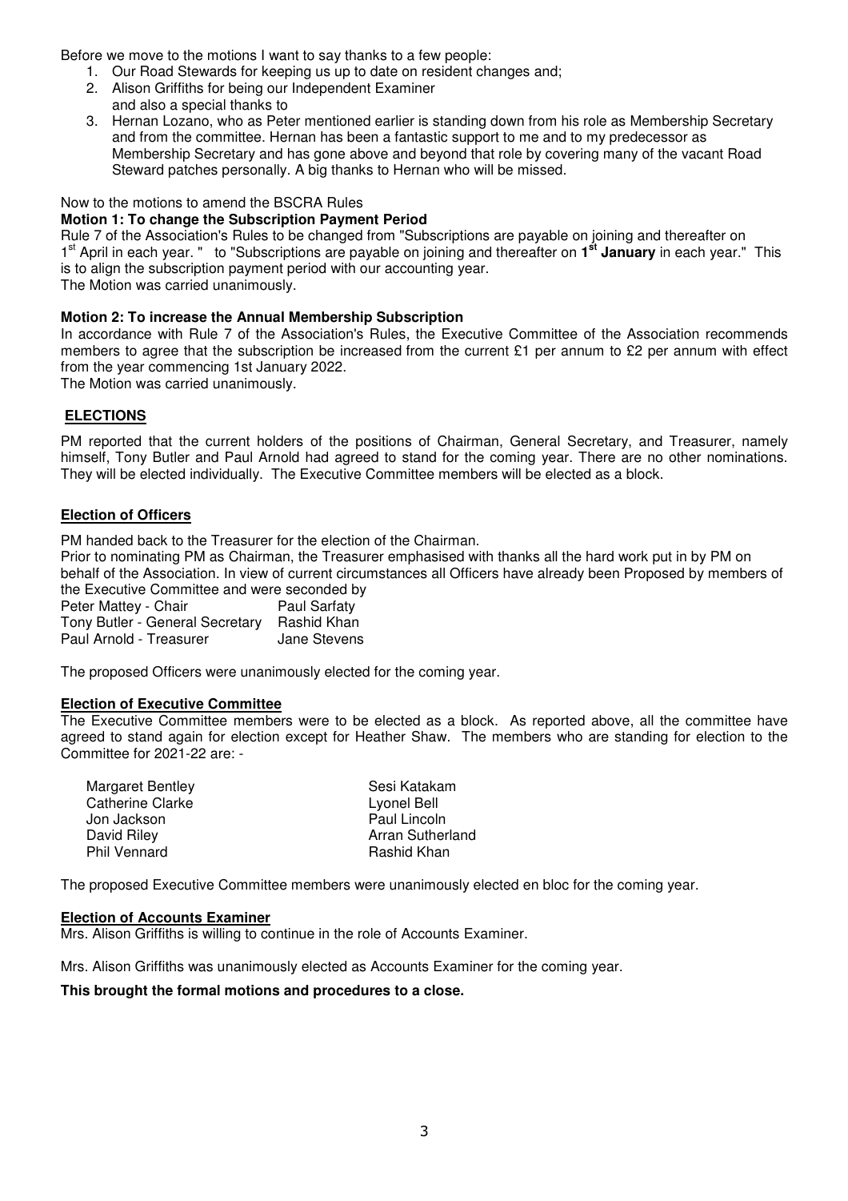Before we move to the motions I want to say thanks to a few people:

1. Our Road Stewards for keeping us up to date on resident changes and;
2. Alison Griffiths for being our Independent Examiner
   and also a special thanks to
3. Hernan Lozano, who as Peter mentioned earlier is standing down from his role as Membership Secretary and from the committee. Hernan has been a fantastic support to me and to my predecessor as Membership Secretary and has gone above and beyond that role by covering many of the vacant Road Steward patches personally. A big thanks to Hernan who will be missed.

Now to the motions to amend the BSCRA Rules

**Motion 1: To change the Subscription Payment Period**

Rule 7 of the Association's Rules to be changed from "Subscriptions are payable on joining and thereafter on 1st April in each year. " to "Subscriptions are payable on joining and thereafter on **1st January** in each year." This is to align the subscription payment period with our accounting year.

The Motion was carried unanimously.

**Motion 2: To increase the Annual Membership Subscription**

In accordance with Rule 7 of the Association's Rules, the Executive Committee of the Association recommends members to agree that the subscription be increased from the current £1 per annum to £2 per annum with effect from the year commencing 1st January 2022.

The Motion was carried unanimously.

## ELECTIONS

PM reported that the current holders of the positions of Chairman, General Secretary, and Treasurer, namely himself, Tony Butler and Paul Arnold had agreed to stand for the coming year. There are no other nominations. They will be elected individually. The Executive Committee members will be elected as a block.

### Election of Officers

PM handed back to the Treasurer for the election of the Chairman.

Prior to nominating PM as Chairman, the Treasurer emphasised with thanks all the hard work put in by PM on behalf of the Association. In view of current circumstances all Officers have already been Proposed by members of the Executive Committee and were seconded by

| | |
|---|---|
| Peter Mattey - Chair | Paul Sarfaty |
| Tony Butler - General Secretary | Rashid Khan |
| Paul Arnold - Treasurer | Jane Stevens |

The proposed Officers were unanimously elected for the coming year.

### Election of Executive Committee

The Executive Committee members were to be elected as a block. As reported above, all the committee have agreed to stand again for election except for Heather Shaw. The members who are standing for election to the Committee for 2021-22 are: -

| | |
|---|---|
| Margaret Bentley | Sesi Katakam |
| Catherine Clarke | Lyonel Bell |
| Jon Jackson | Paul Lincoln |
| David Riley | Arran Sutherland |
| Phil Vennard | Rashid Khan |

The proposed Executive Committee members were unanimously elected en bloc for the coming year.

### Election of Accounts Examiner

Mrs. Alison Griffiths is willing to continue in the role of Accounts Examiner.

Mrs. Alison Griffiths was unanimously elected as Accounts Examiner for the coming year.

**This brought the formal motions and procedures to a close.**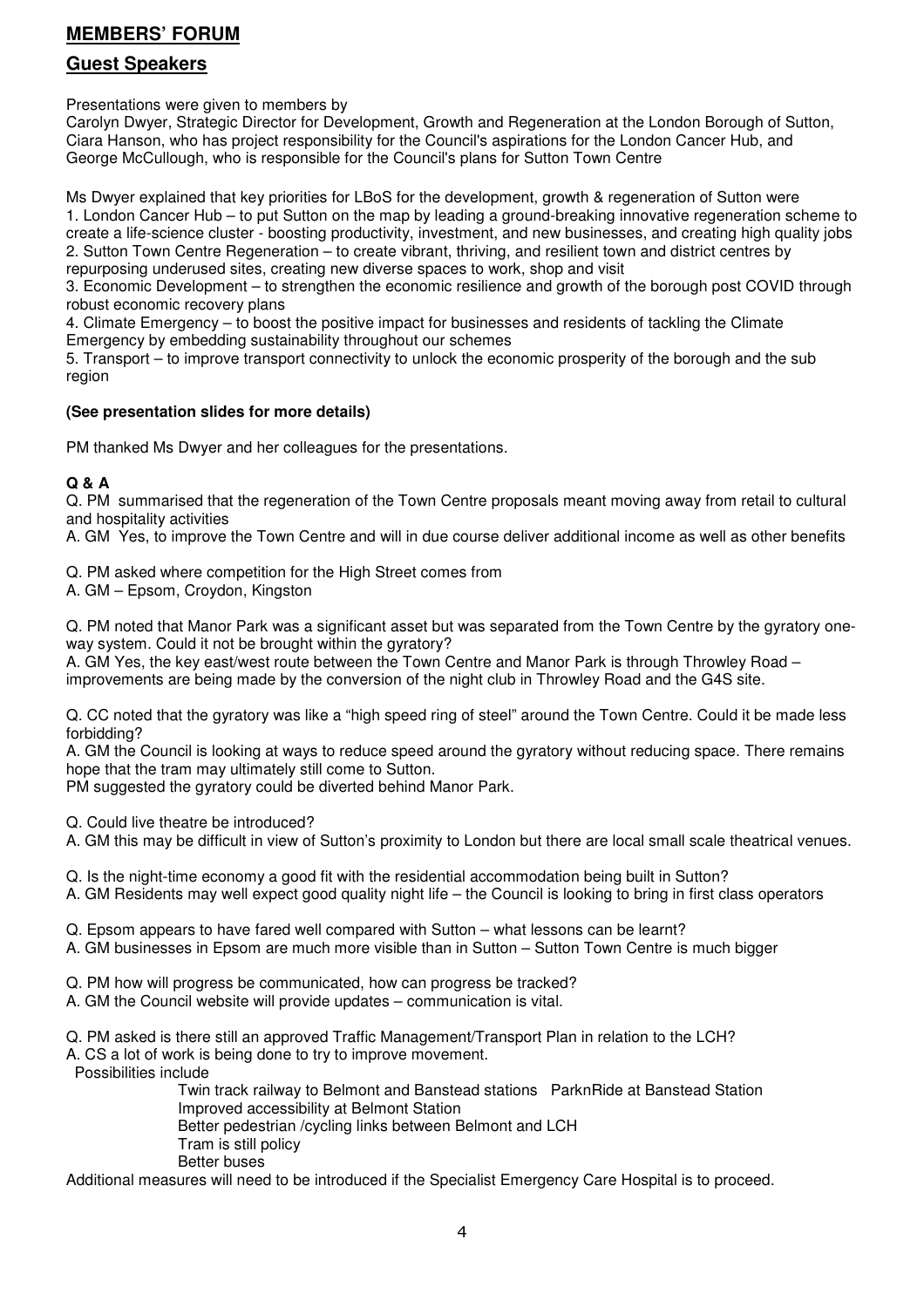## MEMBERS' FORUM

## Guest Speakers

Presentations were given to members by
Carolyn Dwyer, Strategic Director for Development, Growth and Regeneration at the London Borough of Sutton,
Ciara Hanson, who has project responsibility for the Council's aspirations for the London Cancer Hub, and
George McCullough, who is responsible for the Council's plans for Sutton Town Centre

Ms Dwyer explained that key priorities for LBoS for the development, growth & regeneration of Sutton were
1. London Cancer Hub – to put Sutton on the map by leading a ground-breaking innovative regeneration scheme to create a life-science cluster - boosting productivity, investment, and new businesses, and creating high quality jobs
2. Sutton Town Centre Regeneration – to create vibrant, thriving, and resilient town and district centres by repurposing underused sites, creating new diverse spaces to work, shop and visit
3. Economic Development – to strengthen the economic resilience and growth of the borough post COVID through robust economic recovery plans
4. Climate Emergency – to boost the positive impact for businesses and residents of tackling the Climate Emergency by embedding sustainability throughout our schemes
5. Transport – to improve transport connectivity to unlock the economic prosperity of the borough and the sub region

**(See presentation slides for more details)**

PM thanked Ms Dwyer and her colleagues for the presentations.

**Q & A**

Q. PM summarised that the regeneration of the Town Centre proposals meant moving away from retail to cultural and hospitality activities
A. GM Yes, to improve the Town Centre and will in due course deliver additional income as well as other benefits

Q. PM asked where competition for the High Street comes from
A. GM – Epsom, Croydon, Kingston

Q. PM noted that Manor Park was a significant asset but was separated from the Town Centre by the gyratory one-way system. Could it not be brought within the gyratory?
A. GM Yes, the key east/west route between the Town Centre and Manor Park is through Throwley Road – improvements are being made by the conversion of the night club in Throwley Road and the G4S site.

Q. CC noted that the gyratory was like a "high speed ring of steel" around the Town Centre. Could it be made less forbidding?
A. GM the Council is looking at ways to reduce speed around the gyratory without reducing space. There remains hope that the tram may ultimately still come to Sutton.
PM suggested the gyratory could be diverted behind Manor Park.

Q. Could live theatre be introduced?
A. GM this may be difficult in view of Sutton's proximity to London but there are local small scale theatrical venues.

Q. Is the night-time economy a good fit with the residential accommodation being built in Sutton?
A. GM Residents may well expect good quality night life – the Council is looking to bring in first class operators

Q. Epsom appears to have fared well compared with Sutton – what lessons can be learnt?
A. GM businesses in Epsom are much more visible than in Sutton – Sutton Town Centre is much bigger

Q. PM how will progress be communicated, how can progress be tracked?
A. GM the Council website will provide updates – communication is vital.

Q. PM asked is there still an approved Traffic Management/Transport Plan in relation to the LCH?
A. CS a lot of work is being done to try to improve movement.
Possibilities include

- Twin track railway to Belmont and Banstead stations ParknRide at Banstead Station
- Improved accessibility at Belmont Station
- Better pedestrian /cycling links between Belmont and LCH
- Tram is still policy
- Better buses

Additional measures will need to be introduced if the Specialist Emergency Care Hospital is to proceed.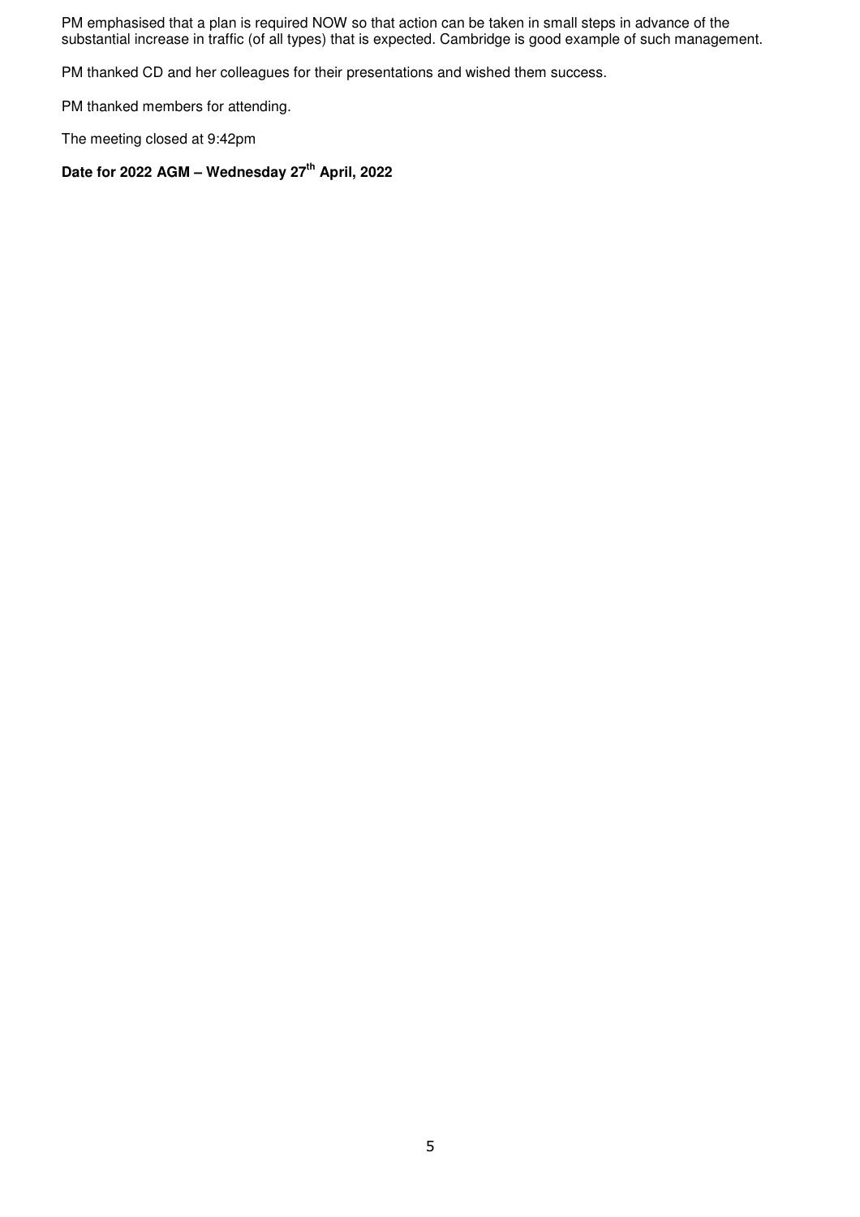PM emphasised that a plan is required NOW so that action can be taken in small steps in advance of the substantial increase in traffic (of all types) that is expected. Cambridge is good example of such management.

PM thanked CD and her colleagues for their presentations and wished them success.

PM thanked members for attending.

The meeting closed at 9:42pm

**Date for 2022 AGM – Wednesday 27th April, 2022**